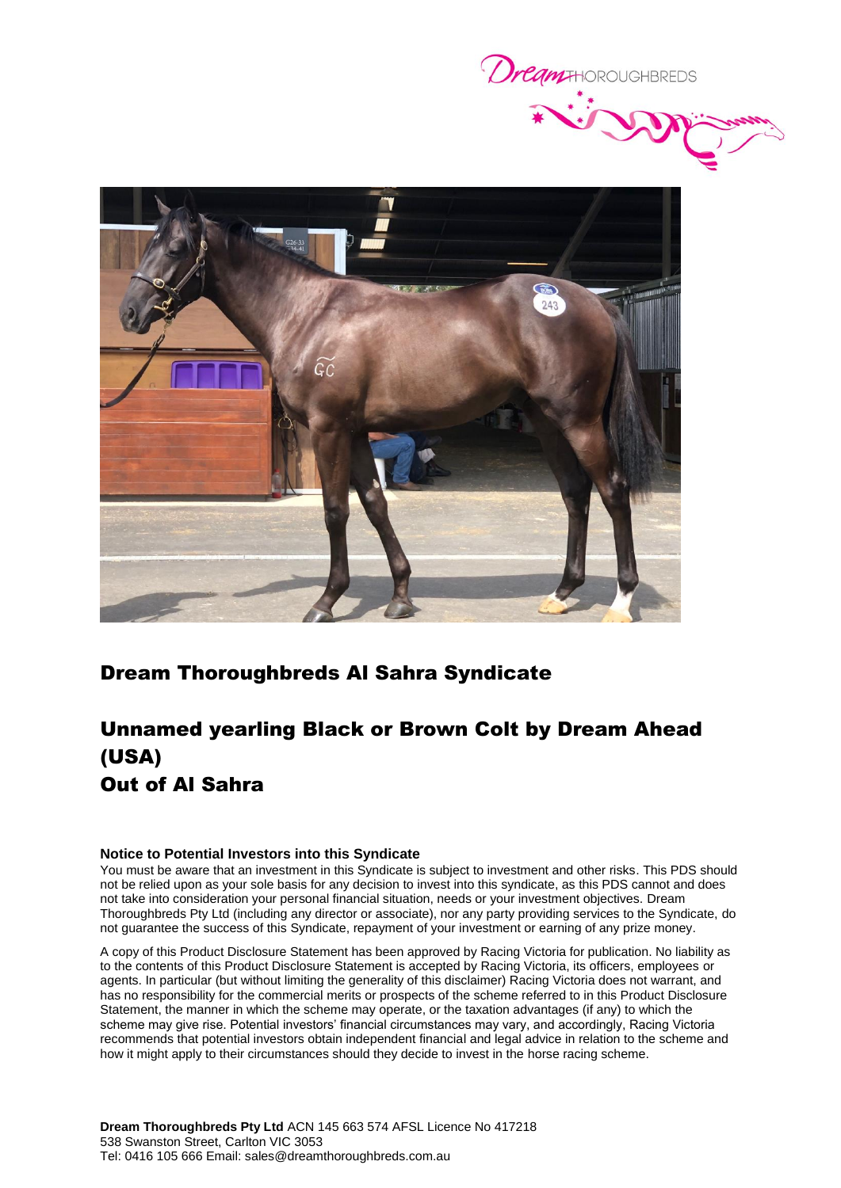## Dream Thoroughbreds Al Sahra Syndicate

## Unnamed yearling Black or Brown Colt by Dream Ahead (USA)
## Out of Al Sahra

**Notice to Potential Investors into this Syndicate**

You must be aware that an investment in this Syndicate is subject to investment and other risks. This PDS should not be relied upon as your sole basis for any decision to invest into this syndicate, as this PDS cannot and does not take into consideration your personal financial situation, needs or your investment objectives. Dream Thoroughbreds Pty Ltd (including any director or associate), nor any party providing services to the Syndicate, do not guarantee the success of this Syndicate, repayment of your investment or earning of any prize money.

A copy of this Product Disclosure Statement has been approved by Racing Victoria for publication. No liability as to the contents of this Product Disclosure Statement is accepted by Racing Victoria, its officers, employees or agents. In particular (but without limiting the generality of this disclaimer) Racing Victoria does not warrant, and has no responsibility for the commercial merits or prospects of the scheme referred to in this Product Disclosure Statement, the manner in which the scheme may operate, or the taxation advantages (if any) to which the scheme may give rise. Potential investors' financial circumstances may vary, and accordingly, Racing Victoria recommends that potential investors obtain independent financial and legal advice in relation to the scheme and how it might apply to their circumstances should they decide to invest in the horse racing scheme.

**Dream Thoroughbreds Pty Ltd** ACN 145 663 574 AFSL Licence No 417218
538 Swanston Street, Carlton VIC 3053
Tel: 0416 105 666 Email: sales@dreamthoroughbreds.com.au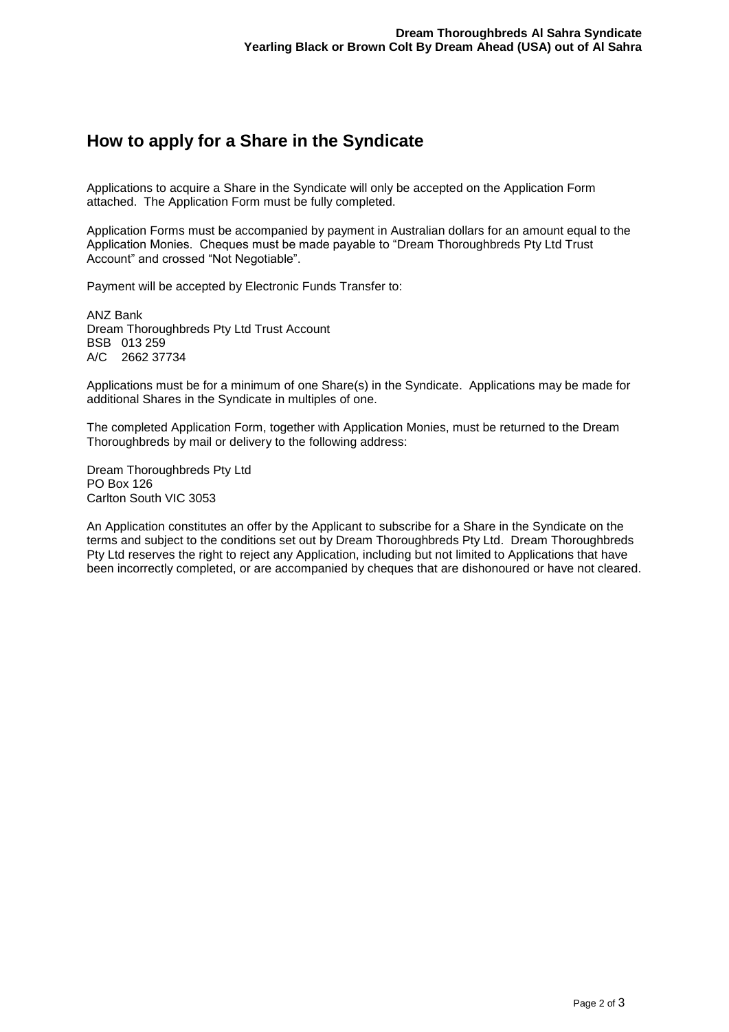## How to apply for a Share in the Syndicate

Applications to acquire a Share in the Syndicate will only be accepted on the Application Form attached. The Application Form must be fully completed.

Application Forms must be accompanied by payment in Australian dollars for an amount equal to the Application Monies. Cheques must be made payable to "Dream Thoroughbreds Pty Ltd Trust Account" and crossed "Not Negotiable".

Payment will be accepted by Electronic Funds Transfer to:

ANZ Bank
Dream Thoroughbreds Pty Ltd Trust Account
BSB 013 259
A/C 2662 37734

Applications must be for a minimum of one Share(s) in the Syndicate. Applications may be made for additional Shares in the Syndicate in multiples of one.

The completed Application Form, together with Application Monies, must be returned to the Dream Thoroughbreds by mail or delivery to the following address:

Dream Thoroughbreds Pty Ltd
PO Box 126
Carlton South VIC 3053

An Application constitutes an offer by the Applicant to subscribe for a Share in the Syndicate on the terms and subject to the conditions set out by Dream Thoroughbreds Pty Ltd. Dream Thoroughbreds Pty Ltd reserves the right to reject any Application, including but not limited to Applications that have been incorrectly completed, or are accompanied by cheques that are dishonoured or have not cleared.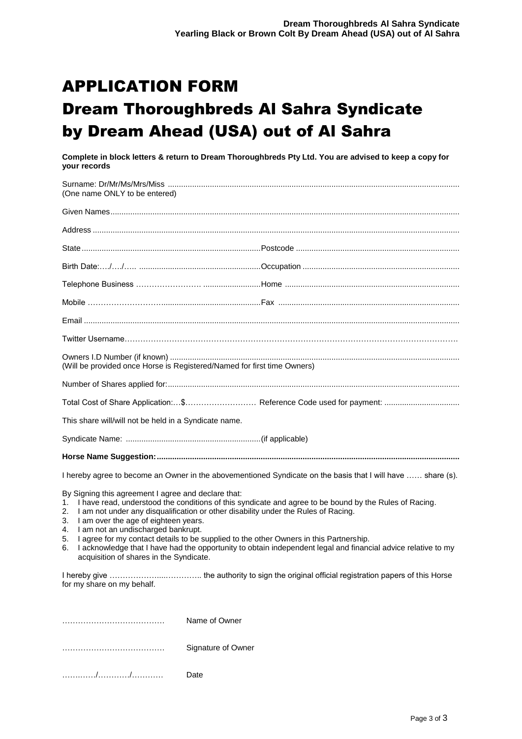# APPLICATION FORM

# Dream Thoroughbreds Al Sahra Syndicate by Dream Ahead (USA) out of Al Sahra

**Complete in block letters & return to Dream Thoroughbreds Pty Ltd. You are advised to keep a copy for your records**

Surname: Dr/Mr/Ms/Mrs/Miss ...................................................................................................................................
(One name ONLY to be entered)

Given Names...........................................................................................................................................................

Address .................................................................................................................................................................

State ..............................................................................Postcode .......................................................................

Birth Date:…./…./….. .......................................................Occupation ......................................................................

Telephone Business ……………………. ..........................Home ..............................................................................

Mobile ……………………….............................................Fax .................................................................................

Email .....................................................................................................................................................................

Twitter Username………………………………………………………………………………………………………….

Owners I.D Number (if known) ...................................................................................................................................
(Will be provided once Horse is Registered/Named for first time Owners)

Number of Shares applied for:...................................................................................................................................

Total Cost of Share Application:…$……………………… Reference Code used for payment: ..................................

This share will/will not be held in a Syndicate name.

Syndicate Name: .............................................................(if applicable)

**Horse Name Suggestion:.......................................................................................................................................**

I hereby agree to become an Owner in the abovementioned Syndicate on the basis that I will have …… share (s).

By Signing this agreement I agree and declare that:

1. I have read, understood the conditions of this syndicate and agree to be bound by the Rules of Racing.
2. I am not under any disqualification or other disability under the Rules of Racing.
3. I am over the age of eighteen years.
4. I am not an undischarged bankrupt.
5. I agree for my contact details to be supplied to the other Owners in this Partnership.
6. I acknowledge that I have had the opportunity to obtain independent legal and financial advice relative to my acquisition of shares in the Syndicate.

I hereby give ………………....………….. the authority to sign the original official registration papers of this Horse for my share on my behalf.

………………………………… Name of Owner

………………………………… Signature of Owner

……..……/…………/………… Date